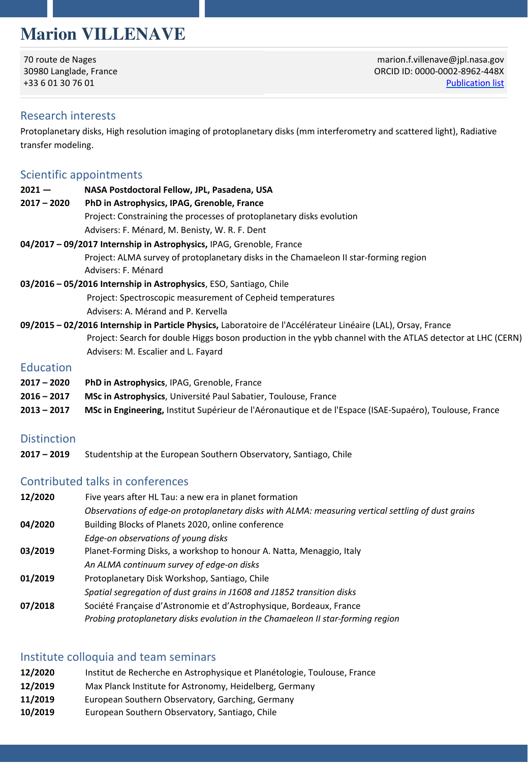# Marion VILLENAVE

70 route de Nages
30980 Langlade, France
+33 6 01 30 76 01

marion.f.villenave@jpl.nasa.gov
ORCID ID: 0000-0002-8962-448X
Publication list

## Research interests

Protoplanetary disks, High resolution imaging of protoplanetary disks (mm interferometry and scattered light), Radiative transfer modeling.

## Scientific appointments

**2021 —** **NASA Postdoctoral Fellow, JPL, Pasadena, USA**

**2017 – 2020** **PhD in Astrophysics, IPAG, Grenoble, France**
Project: Constraining the processes of protoplanetary disks evolution
Advisers: F. Ménard, M. Benisty, W. R. F. Dent

**04/2017 – 09/2017 Internship in Astrophysics,** IPAG, Grenoble, France
Project: ALMA survey of protoplanetary disks in the Chamaeleon II star-forming region
Advisers: F. Ménard

**03/2016 – 05/2016 Internship in Astrophysics**, ESO, Santiago, Chile
Project: Spectroscopic measurement of Cepheid temperatures
Advisers: A. Mérand and P. Kervella

**09/2015 – 02/2016 Internship in Particle Physics,** Laboratoire de l'Accélérateur Linéaire (LAL), Orsay, France
Project: Search for double Higgs boson production in the γγbb channel with the ATLAS detector at LHC (CERN)
Advisers: M. Escalier and L. Fayard

## Education

**2017 – 2020** **PhD in Astrophysics**, IPAG, Grenoble, France
**2016 – 2017** **MSc in Astrophysics**, Université Paul Sabatier, Toulouse, France
**2013 – 2017** **MSc in Engineering,** Institut Supérieur de l'Aéronautique et de l'Espace (ISAE-Supaéro), Toulouse, France

## Distinction

**2017 – 2019** Studentship at the European Southern Observatory, Santiago, Chile

## Contributed talks in conferences

**12/2020** Five years after HL Tau: a new era in planet formation
*Observations of edge-on protoplanetary disks with ALMA: measuring vertical settling of dust grains*

**04/2020** Building Blocks of Planets 2020, online conference
*Edge-on observations of young disks*

**03/2019** Planet-Forming Disks, a workshop to honour A. Natta, Menaggio, Italy
*An ALMA continuum survey of edge-on disks*

**01/2019** Protoplanetary Disk Workshop, Santiago, Chile
*Spatial segregation of dust grains in J1608 and J1852 transition disks*

**07/2018** Société Française d'Astronomie et d'Astrophysique, Bordeaux, France
*Probing protoplanetary disks evolution in the Chamaeleon II star-forming region*

## Institute colloquia and team seminars

**12/2020** Institut de Recherche en Astrophysique et Planétologie, Toulouse, France
**12/2019** Max Planck Institute for Astronomy, Heidelberg, Germany
**11/2019** European Southern Observatory, Garching, Germany
**10/2019** European Southern Observatory, Santiago, Chile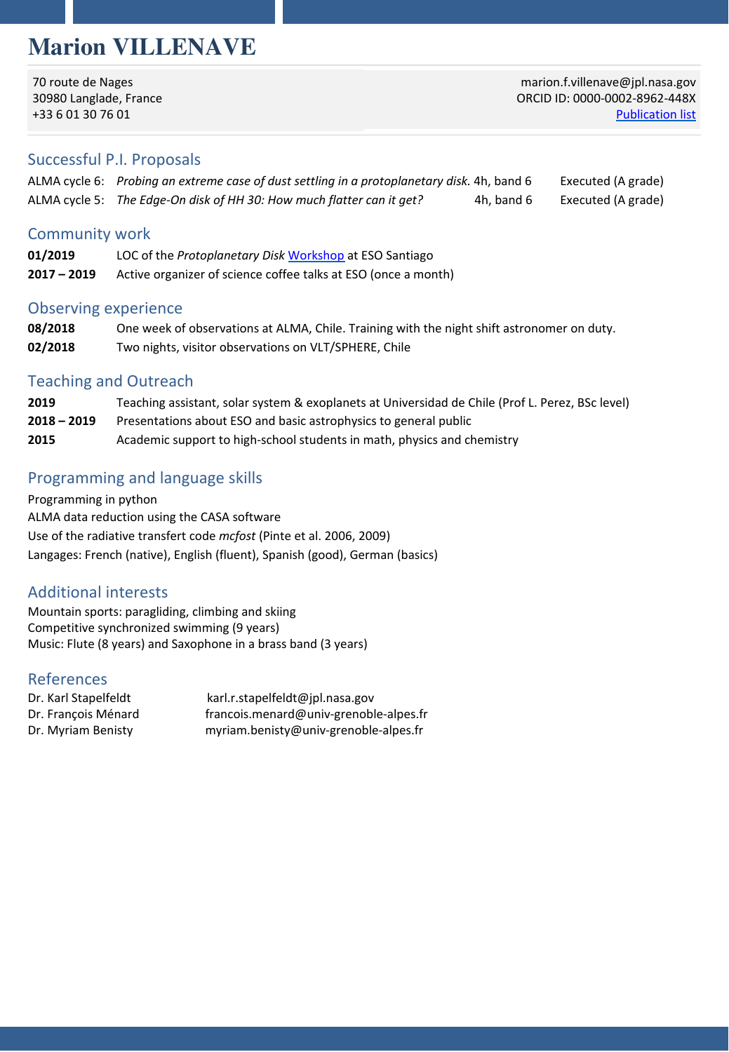# Marion VILLENAVE

70 route de Nages
30980 Langlade, France
+33 6 01 30 76 01

marion.f.villenave@jpl.nasa.gov
ORCID ID: 0000-0002-8962-448X
Publication list

## Successful P.I. Proposals

| | | | |
|---|---|---|---|
| ALMA cycle 6: | *Probing an extreme case of dust settling in a protoplanetary disk.* | 4h, band 6 | Executed (A grade) |
| ALMA cycle 5: | *The Edge-On disk of HH 30: How much flatter can it get?* | 4h, band 6 | Executed (A grade) |

## Community work

**01/2019** LOC of the *Protoplanetary Disk* Workshop at ESO Santiago

**2017 – 2019** Active organizer of science coffee talks at ESO (once a month)

## Observing experience

**08/2018** One week of observations at ALMA, Chile. Training with the night shift astronomer on duty.

**02/2018** Two nights, visitor observations on VLT/SPHERE, Chile

## Teaching and Outreach

**2019** Teaching assistant, solar system & exoplanets at Universidad de Chile (Prof L. Perez, BSc level)

**2018 – 2019** Presentations about ESO and basic astrophysics to general public

**2015** Academic support to high-school students in math, physics and chemistry

## Programming and language skills

Programming in python
ALMA data reduction using the CASA software
Use of the radiative transfert code *mcfost* (Pinte et al. 2006, 2009)
Langages: French (native), English (fluent), Spanish (good), German (basics)

## Additional interests

Mountain sports: paragliding, climbing and skiing
Competitive synchronized swimming (9 years)
Music: Flute (8 years) and Saxophone in a brass band (3 years)

## References

| | |
|---|---|
| Dr. Karl Stapelfeldt | karl.r.stapelfeldt@jpl.nasa.gov |
| Dr. François Ménard | francois.menard@univ-grenoble-alpes.fr |
| Dr. Myriam Benisty | myriam.benisty@univ-grenoble-alpes.fr |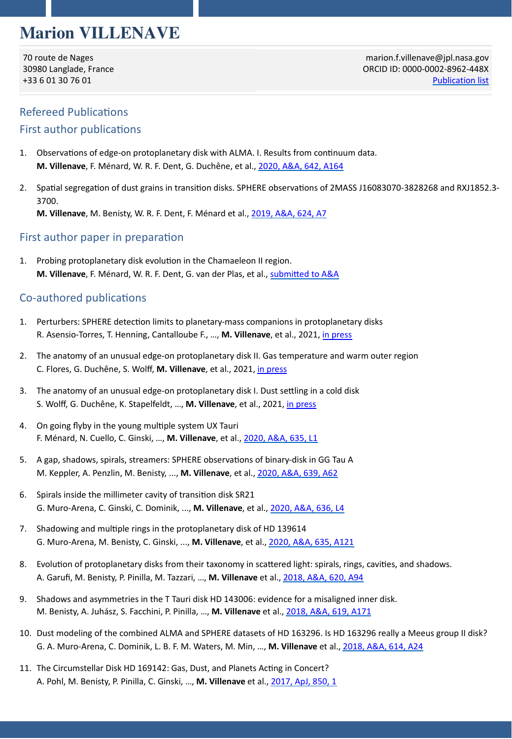# Marion VILLENAVE

70 route de Nages
30980 Langlade, France
+33 6 01 30 76 01

marion.f.villenave@jpl.nasa.gov
ORCID ID: 0000-0002-8962-448X
[Publication list]

## Refereed Publications

### First author publications

1. Observations of edge-on protoplanetary disk with ALMA. I. Results from continuum data.
   **M. Villenave**, F. Ménard, W. R. F. Dent, G. Duchêne, et al., [2020, A&A, 642, A164]

2. Spatial segregation of dust grains in transition disks. SPHERE observations of 2MASS J16083070-3828268 and RXJ1852.3-3700.
   **M. Villenave**, M. Benisty, W. R. F. Dent, F. Ménard et al., [2019, A&A, 624, A7]

### First author paper in preparation

1. Probing protoplanetary disk evolution in the Chamaeleon II region.
   **M. Villenave**, F. Ménard, W. R. F. Dent, G. van der Plas, et al., [submitted to A&A]

### Co-authored publications

1. Perturbers: SPHERE detection limits to planetary-mass companions in protoplanetary disks
   R. Asensio-Torres, T. Henning, Cantalloube F., ..., **M. Villenave**, et al., 2021, [in press]

2. The anatomy of an unusual edge-on protoplanetary disk II. Gas temperature and warm outer region
   C. Flores, G. Duchêne, S. Wolff, **M. Villenave**, et al., 2021, [in press]

3. The anatomy of an unusual edge-on protoplanetary disk I. Dust settling in a cold disk
   S. Wolff, G. Duchêne, K. Stapelfeldt, ..., **M. Villenave**, et al., 2021, [in press]

4. On going flyby in the young multiple system UX Tauri
   F. Ménard, N. Cuello, C. Ginski, ..., **M. Villenave**, et al., [2020, A&A, 635, L1]

5. A gap, shadows, spirals, streamers: SPHERE observations of binary-disk in GG Tau A
   M. Keppler, A. Penzlin, M. Benisty, ..., **M. Villenave**, et al., [2020, A&A, 639, A62]

6. Spirals inside the millimeter cavity of transition disk SR21
   G. Muro-Arena, C. Ginski, C. Dominik, ..., **M. Villenave**, et al., [2020, A&A, 636, L4]

7. Shadowing and multiple rings in the protoplanetary disk of HD 139614
   G. Muro-Arena, M. Benisty, C. Ginski, ..., **M. Villenave**, et al., [2020, A&A, 635, A121]

8. Evolution of protoplanetary disks from their taxonomy in scattered light: spirals, rings, cavities, and shadows.
   A. Garufi, M. Benisty, P. Pinilla, M. Tazzari, ..., **M. Villenave** et al., [2018, A&A, 620, A94]

9. Shadows and asymmetries in the T Tauri disk HD 143006: evidence for a misaligned inner disk.
   M. Benisty, A. Juhász, S. Facchini, P. Pinilla, ..., **M. Villenave** et al., [2018, A&A, 619, A171]

10. Dust modeling of the combined ALMA and SPHERE datasets of HD 163296. Is HD 163296 really a Meeus group II disk?
    G. A. Muro-Arena, C. Dominik, L. B. F. M. Waters, M. Min, ..., **M. Villenave** et al., [2018, A&A, 614, A24]

11. The Circumstellar Disk HD 169142: Gas, Dust, and Planets Acting in Concert?
    A. Pohl, M. Benisty, P. Pinilla, C. Ginski, ..., **M. Villenave** et al., [2017, ApJ, 850, 1]